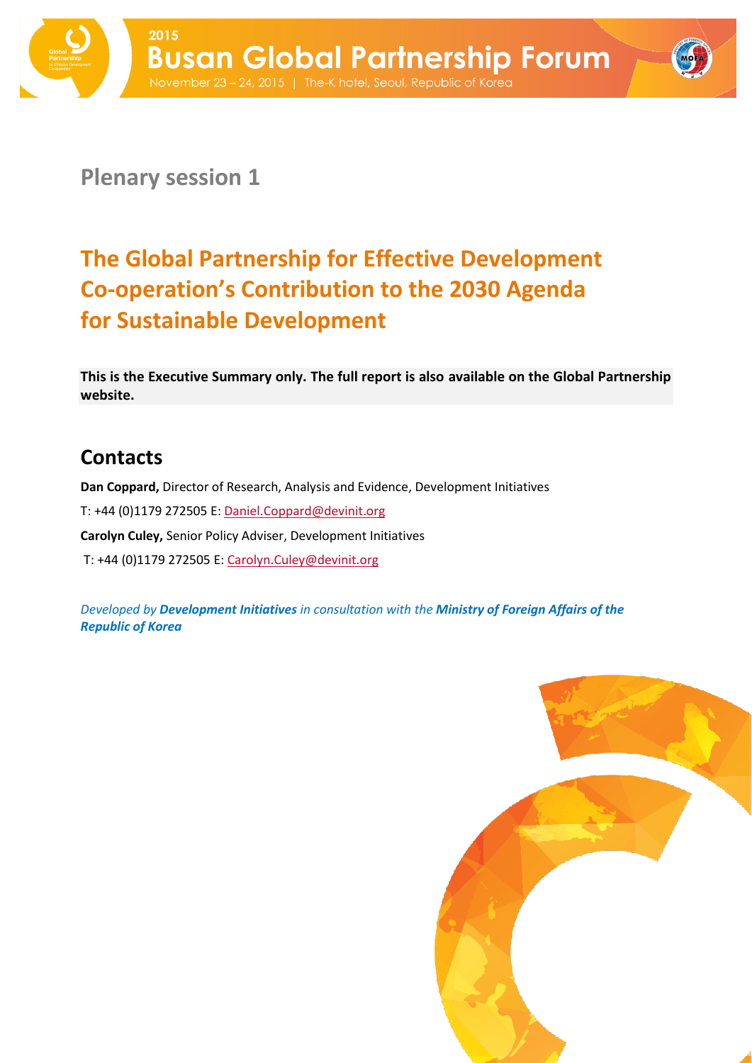2015

**Busan Global Partnership Forum**

November 23 – 24, 2015 | The-K hotel, Seoul, Republic of Korea

## Plenary session 1

# The Global Partnership for Effective Development Co-operation's Contribution to the 2030 Agenda for Sustainable Development

**This is the Executive Summary only. The full report is also available on the Global Partnership website.**

## Contacts

**Dan Coppard,** Director of Research, Analysis and Evidence, Development Initiatives

T: +44 (0)1179 272505 E: Daniel.Coppard@devinit.org

**Carolyn Culey,** Senior Policy Adviser, Development Initiatives

T: +44 (0)1179 272505 E: Carolyn.Culey@devinit.org

*Developed by* ***Development Initiatives*** *in consultation with the* ***Ministry of Foreign Affairs of the Republic of Korea***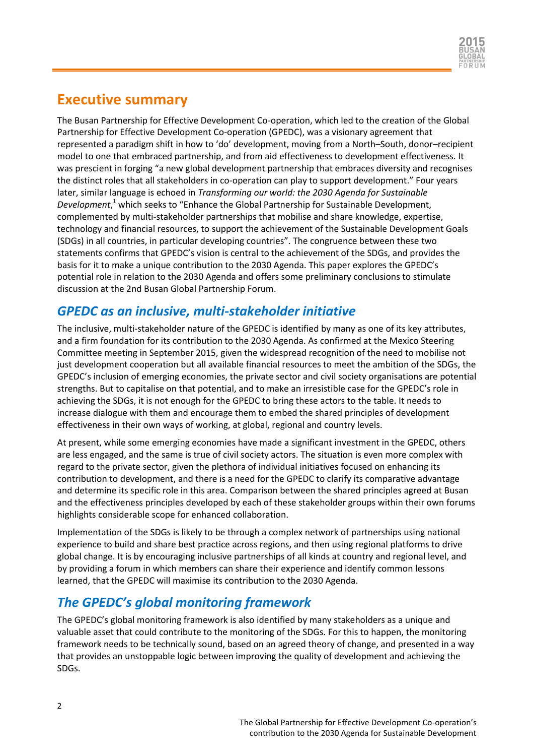# Executive summary

The Busan Partnership for Effective Development Co-operation, which led to the creation of the Global Partnership for Effective Development Co-operation (GPEDC), was a visionary agreement that represented a paradigm shift in how to 'do' development, moving from a North–South, donor–recipient model to one that embraced partnership, and from aid effectiveness to development effectiveness. It was prescient in forging "a new global development partnership that embraces diversity and recognises the distinct roles that all stakeholders in co-operation can play to support development." Four years later, similar language is echoed in *Transforming our world: the 2030 Agenda for Sustainable Development*,[1] which seeks to "Enhance the Global Partnership for Sustainable Development, complemented by multi-stakeholder partnerships that mobilise and share knowledge, expertise, technology and financial resources, to support the achievement of the Sustainable Development Goals (SDGs) in all countries, in particular developing countries". The congruence between these two statements confirms that GPEDC's vision is central to the achievement of the SDGs, and provides the basis for it to make a unique contribution to the 2030 Agenda. This paper explores the GPEDC's potential role in relation to the 2030 Agenda and offers some preliminary conclusions to stimulate discussion at the 2nd Busan Global Partnership Forum.

## *GPEDC as an inclusive, multi-stakeholder initiative*

The inclusive, multi-stakeholder nature of the GPEDC is identified by many as one of its key attributes, and a firm foundation for its contribution to the 2030 Agenda. As confirmed at the Mexico Steering Committee meeting in September 2015, given the widespread recognition of the need to mobilise not just development cooperation but all available financial resources to meet the ambition of the SDGs, the GPEDC's inclusion of emerging economies, the private sector and civil society organisations are potential strengths. But to capitalise on that potential, and to make an irresistible case for the GPEDC's role in achieving the SDGs, it is not enough for the GPEDC to bring these actors to the table. It needs to increase dialogue with them and encourage them to embed the shared principles of development effectiveness in their own ways of working, at global, regional and country levels.

At present, while some emerging economies have made a significant investment in the GPEDC, others are less engaged, and the same is true of civil society actors. The situation is even more complex with regard to the private sector, given the plethora of individual initiatives focused on enhancing its contribution to development, and there is a need for the GPEDC to clarify its comparative advantage and determine its specific role in this area. Comparison between the shared principles agreed at Busan and the effectiveness principles developed by each of these stakeholder groups within their own forums highlights considerable scope for enhanced collaboration.

Implementation of the SDGs is likely to be through a complex network of partnerships using national experience to build and share best practice across regions, and then using regional platforms to drive global change. It is by encouraging inclusive partnerships of all kinds at country and regional level, and by providing a forum in which members can share their experience and identify common lessons learned, that the GPEDC will maximise its contribution to the 2030 Agenda.

## *The GPEDC's global monitoring framework*

The GPEDC's global monitoring framework is also identified by many stakeholders as a unique and valuable asset that could contribute to the monitoring of the SDGs. For this to happen, the monitoring framework needs to be technically sound, based on an agreed theory of change, and presented in a way that provides an unstoppable logic between improving the quality of development and achieving the SDGs.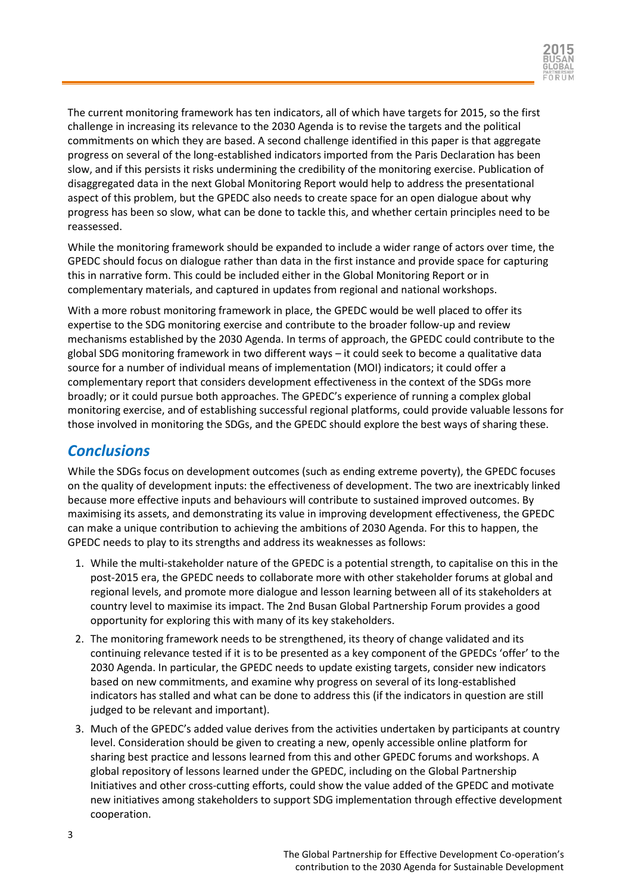The current monitoring framework has ten indicators, all of which have targets for 2015, so the first challenge in increasing its relevance to the 2030 Agenda is to revise the targets and the political commitments on which they are based. A second challenge identified in this paper is that aggregate progress on several of the long-established indicators imported from the Paris Declaration has been slow, and if this persists it risks undermining the credibility of the monitoring exercise. Publication of disaggregated data in the next Global Monitoring Report would help to address the presentational aspect of this problem, but the GPEDC also needs to create space for an open dialogue about why progress has been so slow, what can be done to tackle this, and whether certain principles need to be reassessed.

While the monitoring framework should be expanded to include a wider range of actors over time, the GPEDC should focus on dialogue rather than data in the first instance and provide space for capturing this in narrative form. This could be included either in the Global Monitoring Report or in complementary materials, and captured in updates from regional and national workshops.

With a more robust monitoring framework in place, the GPEDC would be well placed to offer its expertise to the SDG monitoring exercise and contribute to the broader follow-up and review mechanisms established by the 2030 Agenda. In terms of approach, the GPEDC could contribute to the global SDG monitoring framework in two different ways – it could seek to become a qualitative data source for a number of individual means of implementation (MOI) indicators; it could offer a complementary report that considers development effectiveness in the context of the SDGs more broadly; or it could pursue both approaches. The GPEDC's experience of running a complex global monitoring exercise, and of establishing successful regional platforms, could provide valuable lessons for those involved in monitoring the SDGs, and the GPEDC should explore the best ways of sharing these.

## *Conclusions*

While the SDGs focus on development outcomes (such as ending extreme poverty), the GPEDC focuses on the quality of development inputs: the effectiveness of development. The two are inextricably linked because more effective inputs and behaviours will contribute to sustained improved outcomes. By maximising its assets, and demonstrating its value in improving development effectiveness, the GPEDC can make a unique contribution to achieving the ambitions of 2030 Agenda. For this to happen, the GPEDC needs to play to its strengths and address its weaknesses as follows:

1. While the multi-stakeholder nature of the GPEDC is a potential strength, to capitalise on this in the post-2015 era, the GPEDC needs to collaborate more with other stakeholder forums at global and regional levels, and promote more dialogue and lesson learning between all of its stakeholders at country level to maximise its impact. The 2nd Busan Global Partnership Forum provides a good opportunity for exploring this with many of its key stakeholders.
2. The monitoring framework needs to be strengthened, its theory of change validated and its continuing relevance tested if it is to be presented as a key component of the GPEDCs 'offer' to the 2030 Agenda. In particular, the GPEDC needs to update existing targets, consider new indicators based on new commitments, and examine why progress on several of its long-established indicators has stalled and what can be done to address this (if the indicators in question are still judged to be relevant and important).
3. Much of the GPEDC's added value derives from the activities undertaken by participants at country level. Consideration should be given to creating a new, openly accessible online platform for sharing best practice and lessons learned from this and other GPEDC forums and workshops. A global repository of lessons learned under the GPEDC, including on the Global Partnership Initiatives and other cross-cutting efforts, could show the value added of the GPEDC and motivate new initiatives among stakeholders to support SDG implementation through effective development cooperation.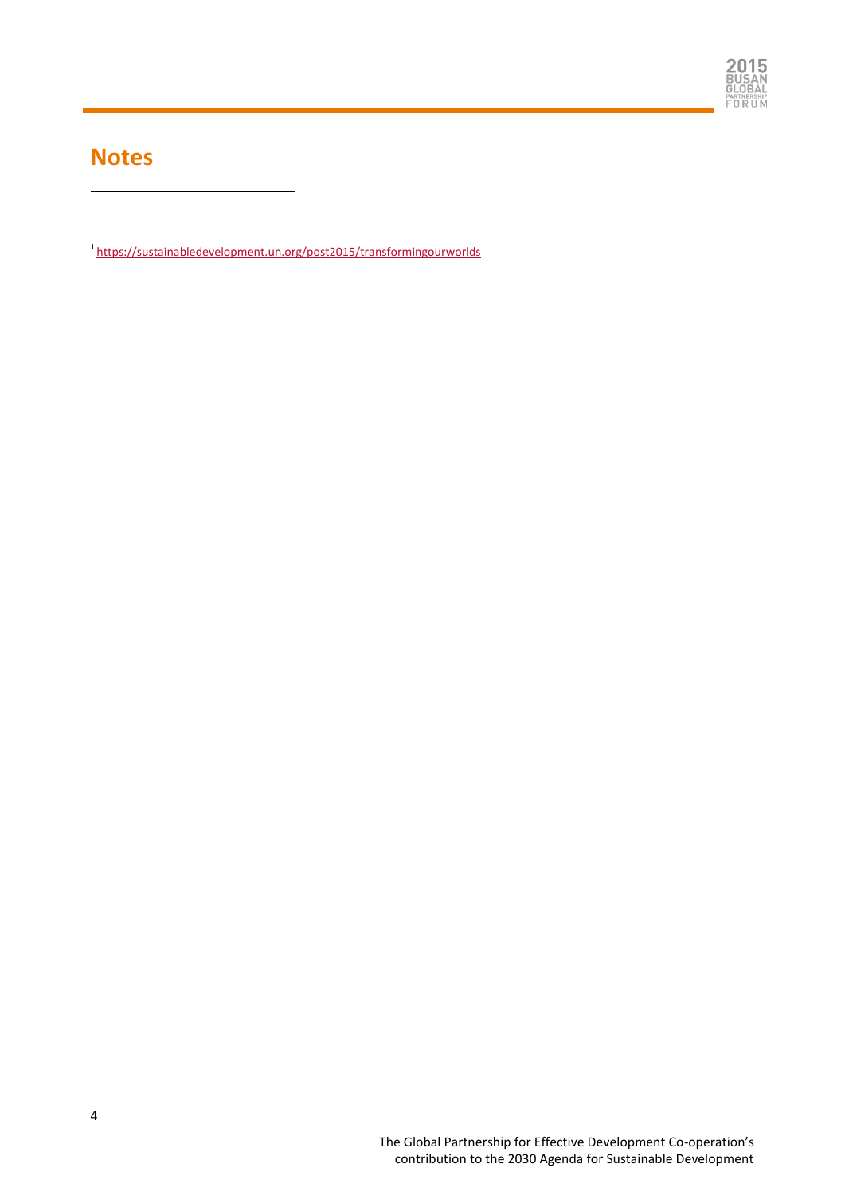## Notes

[1] https://sustainabledevelopment.un.org/post2015/transformingourworlds